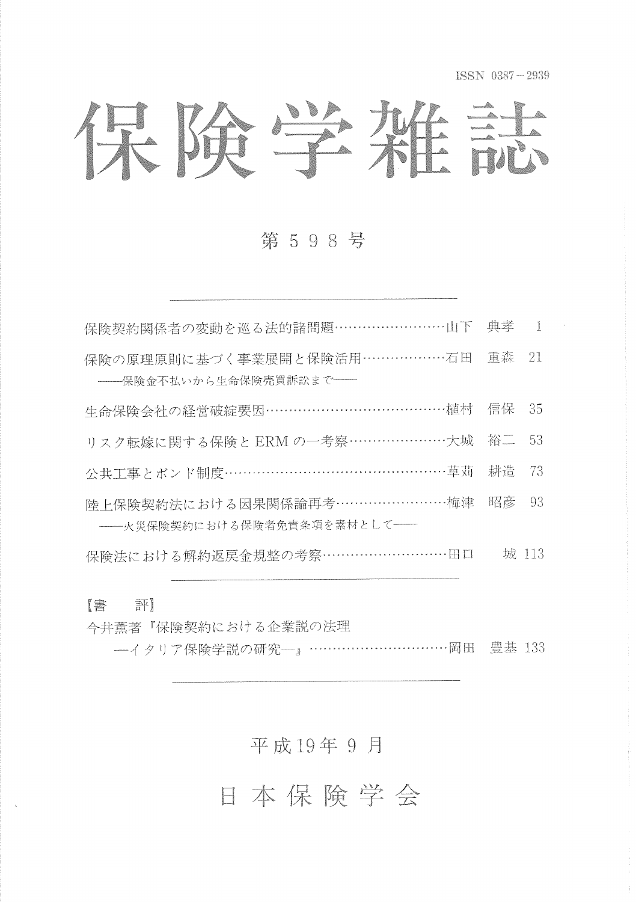ISSN 0387－2939

# 保険学雑誌

## 第５９８号

---

保険契約関係者の変動を巡る法的諸問題……………………山下　典孝　1

保険の原理原則に基づく事業展開と保険活用………………石田　重森　21
　――保険金不払いから生命保険売買訴訟まで――

生命保険会社の経営破綻要因…………………………………植村　信保　35

リスク転嫁に関する保険とERMの一考察…………………大城　裕二　53

公共工事とボンド制度…………………………………………草苅　耕造　73

陸上保険契約法における因果関係論再考……………………梅津　昭彦　93
　――火災保険契約における保険者免責条項を素材として――

保険法における解約返戻金規整の考察………………………田口　　城 113

---

【書　評】

今井薫著『保険契約における企業説の法理
　　―イタリア保険学説の研究―』…………………………岡田　豊基 133

---

平成19年９月

日本保険学会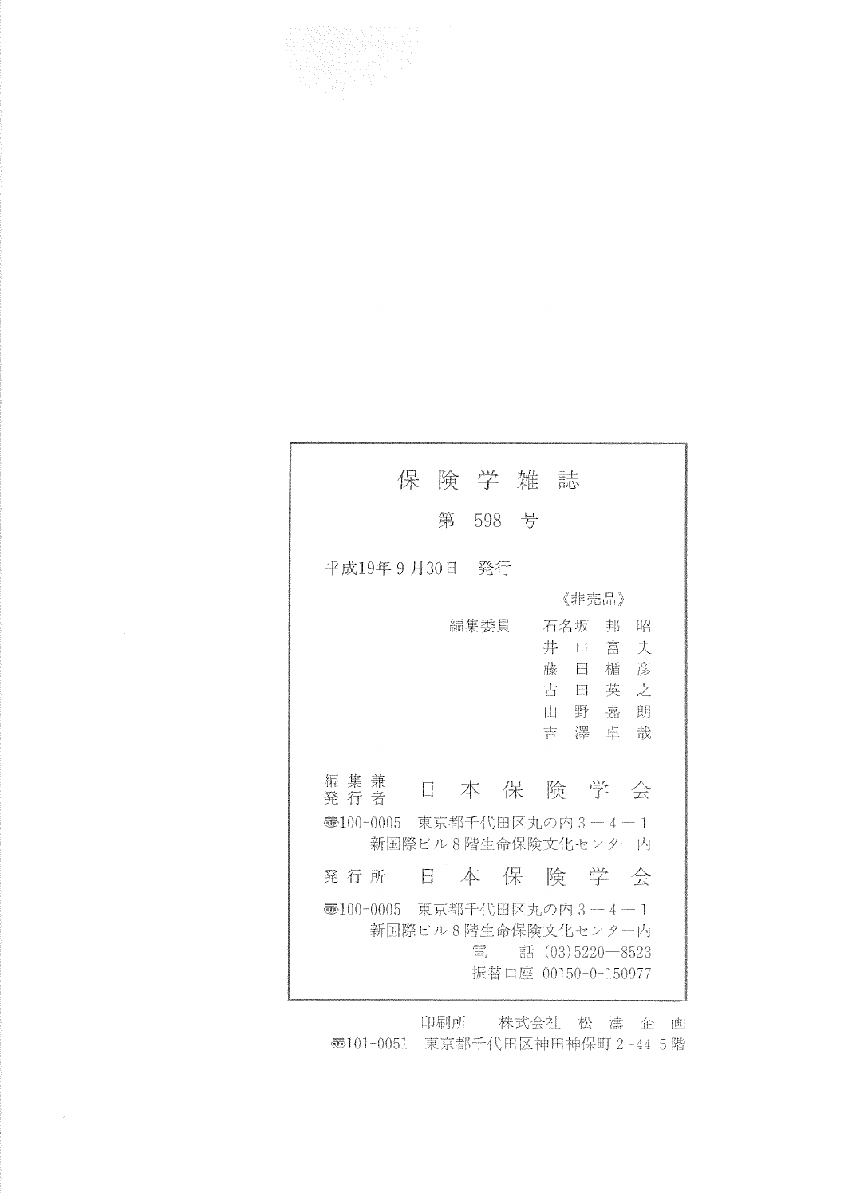# 保険学雑誌

## 第 598 号

平成19年 9 月30日　発行

《非売品》

編集委員　石名坂　邦　昭
井　口　富　夫
藤　田　楯　彦
古　田　英　之
山　野　嘉　朗
吉　澤　卓　哉

編集兼発行者　日　本　保　険　学　会

〒100-0005　東京都千代田区丸の内 3 － 4 － 1
新国際ビル 8 階生命保険文化センター内

発行所　日　本　保　険　学　会

〒100-0005　東京都千代田区丸の内 3 － 4 － 1
新国際ビル 8 階生命保険文化センター内
電　　話 (03) 5220—8523
振替口座 00150-0-150977

印刷所　　株式会社 松 濤 企 画
〒101-0051　東京都千代田区神田神保町 2 -44 5 階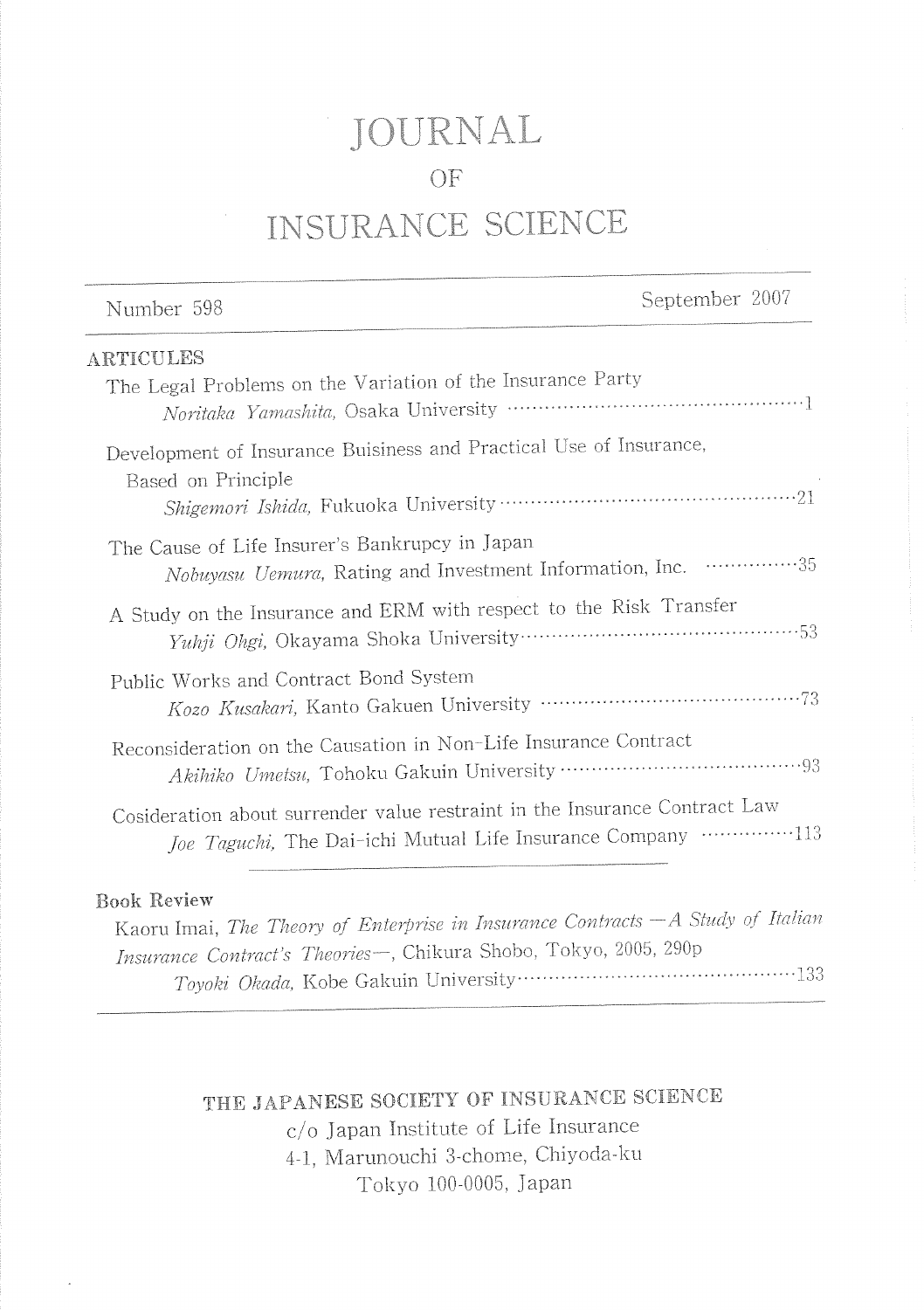# JOURNAL

## OF

# INSURANCE SCIENCE

Number 598 September 2007

**ARTICULES**

The Legal Problems on the Variation of the Insurance Party
*Noritaka Yamashita,* Osaka University ……………………………………………1

Development of Insurance Buisiness and Practical Use of Insurance, Based on Principle
*Shigemori Ishida,* Fukuoka University ……………………………………………21

The Cause of Life Insurer's Bankrupcy in Japan
*Nobuyasu Uemura,* Rating and Investment Information, Inc. ……………35

A Study on the Insurance and ERM with respect to the Risk Transfer
*Yuhji Ohgi,* Okayama Shoka University ……………………………………………53

Public Works and Contract Bond System
*Kozo Kusakari,* Kanto Gakuen University ……………………………………………73

Reconsideration on the Causation in Non-Life Insurance Contract
*Akihiko Umetsu,* Tohoku Gakuin University ……………………………………………93

Cosideration about surrender value restraint in the Insurance Contract Law
*Joe Taguchi,* The Dai-ichi Mutual Life Insurance Company ……………113

**Book Review**

Kaoru Imai, *The Theory of Enterprise in Insurance Contracts —A Study of Italian Insurance Contract's Theories—*, Chikura Shobo, Tokyo, 2005, 290p
*Toyoki Okada,* Kobe Gakuin University ……………………………………………133

THE JAPANESE SOCIETY OF INSURANCE SCIENCE
c/o Japan Institute of Life Insurance
4-1, Marunouchi 3-chome, Chiyoda-ku
Tokyo 100-0005, Japan